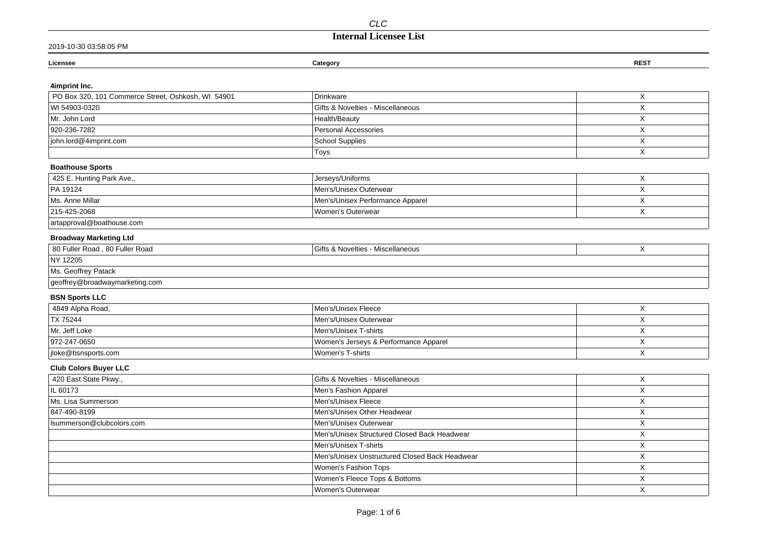# Internal Licensee List

2019-10-30 03:58:05 PM

| Licensee | Category | REST |
|---|---|---|
| **4imprint Inc.** | | |
| PO Box 320, 101 Commerce Street, Oshkosh, WI 54901 | Drinkware | X |
| WI 54903-0320 | Gifts & Novelties - Miscellaneous | X |
| Mr. John Lord | Health/Beauty | X |
| 920-236-7282 | Personal Accessories | X |
| john.lord@4imprint.com | School Supplies | X |
| | Toys | X |
| **Boathouse Sports** | | |
| 425 E. Hunting Park Ave., | Jerseys/Uniforms | X |
| PA 19124 | Men's/Unisex Outerwear | X |
| Ms. Anne Millar | Men's/Unisex Performance Apparel | X |
| 215-425-2068 | Women's Outerwear | X |
| artapproval@boathouse.com | | |
| **Broadway Marketing Ltd** | | |
| 80 Fuller Road , 80 Fuller Road | Gifts & Novelties - Miscellaneous | X |
| NY 12205 | | |
| Ms. Geoffrey Patack | | |
| geoffrey@broadwaymarketing.com | | |
| **BSN Sports LLC** | | |
| 4849 Alpha Road, | Men's/Unisex Fleece | X |
| TX 75244 | Men's/Unisex Outerwear | X |
| Mr. Jeff Loke | Men's/Unisex T-shirts | X |
| 972-247-0650 | Women's Jerseys & Performance Apparel | X |
| jloke@bsnsports.com | Women's T-shirts | X |
| **Club Colors Buyer LLC** | | |
| 420 East State Pkwy., | Gifts & Novelties - Miscellaneous | X |
| IL 60173 | Men's Fashion Apparel | X |
| Ms. Lisa Summerson | Men's/Unisex Fleece | X |
| 847-490-8199 | Men's/Unisex Other Headwear | X |
| lsummerson@clubcolors.com | Men's/Unisex Outerwear | X |
| | Men's/Unisex Structured Closed Back Headwear | X |
| | Men's/Unisex T-shirts | X |
| | Men's/Unisex Unstructured Closed Back Headwear | X |
| | Women's Fashion Tops | X |
| | Women's Fleece Tops & Bottoms | X |
| | Women's Outerwear | X |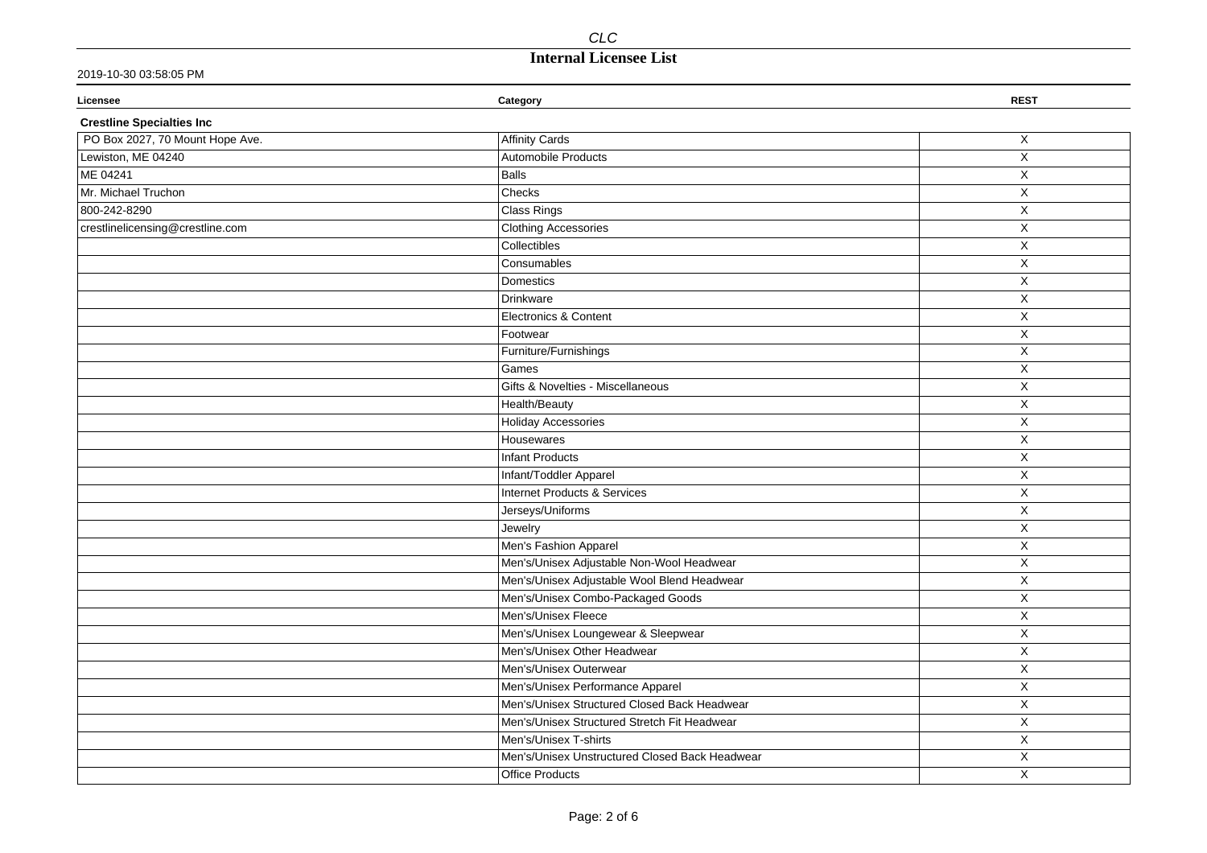CLC

# Internal Licensee List

2019-10-30 03:58:05 PM

| Licensee | Category | REST |
|---|---|---|
| **Crestline Specialties Inc** | | |
| PO Box 2027, 70 Mount Hope Ave. | Affinity Cards | X |
| Lewiston, ME 04240 | Automobile Products | X |
| ME 04241 | Balls | X |
| Mr. Michael Truchon | Checks | X |
| 800-242-8290 | Class Rings | X |
| crestlinelicensing@crestline.com | Clothing Accessories | X |
| | Collectibles | X |
| | Consumables | X |
| | Domestics | X |
| | Drinkware | X |
| | Electronics & Content | X |
| | Footwear | X |
| | Furniture/Furnishings | X |
| | Games | X |
| | Gifts & Novelties - Miscellaneous | X |
| | Health/Beauty | X |
| | Holiday Accessories | X |
| | Housewares | X |
| | Infant Products | X |
| | Infant/Toddler Apparel | X |
| | Internet Products & Services | X |
| | Jerseys/Uniforms | X |
| | Jewelry | X |
| | Men's Fashion Apparel | X |
| | Men's/Unisex Adjustable Non-Wool Headwear | X |
| | Men's/Unisex Adjustable Wool Blend Headwear | X |
| | Men's/Unisex Combo-Packaged Goods | X |
| | Men's/Unisex Fleece | X |
| | Men's/Unisex Loungewear & Sleepwear | X |
| | Men's/Unisex Other Headwear | X |
| | Men's/Unisex Outerwear | X |
| | Men's/Unisex Performance Apparel | X |
| | Men's/Unisex Structured Closed Back Headwear | X |
| | Men's/Unisex Structured Stretch Fit Headwear | X |
| | Men's/Unisex T-shirts | X |
| | Men's/Unisex Unstructured Closed Back Headwear | X |
| | Office Products | X |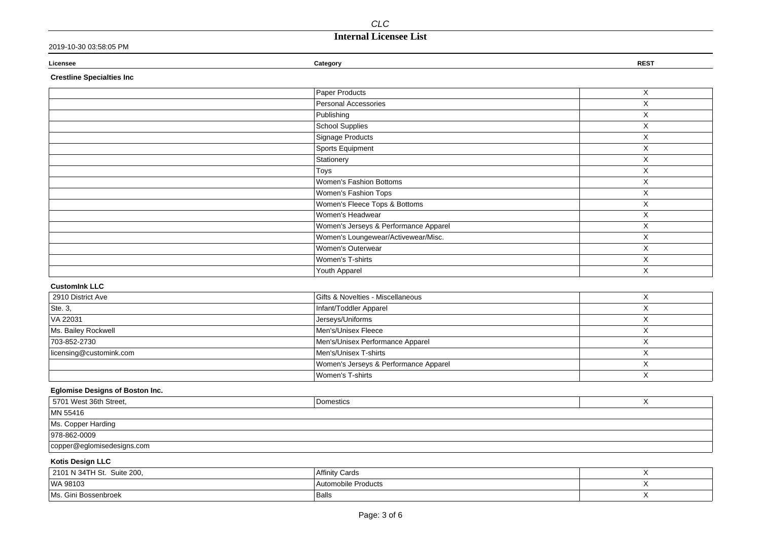CLC

# Internal Licensee List

2019-10-30 03:58:05 PM

| Licensee | Category | REST |
|---|---|---|
| **Crestline Specialties Inc** | | |
| | Paper Products | X |
| | Personal Accessories | X |
| | Publishing | X |
| | School Supplies | X |
| | Signage Products | X |
| | Sports Equipment | X |
| | Stationery | X |
| | Toys | X |
| | Women's Fashion Bottoms | X |
| | Women's Fashion Tops | X |
| | Women's Fleece Tops & Bottoms | X |
| | Women's Headwear | X |
| | Women's Jerseys & Performance Apparel | X |
| | Women's Loungewear/Activewear/Misc. | X |
| | Women's Outerwear | X |
| | Women's T-shirts | X |
| | Youth Apparel | X |
| **CustomInk LLC** | | |
| 2910 District Ave | Gifts & Novelties - Miscellaneous | X |
| Ste. 3, | Infant/Toddler Apparel | X |
| VA 22031 | Jerseys/Uniforms | X |
| Ms. Bailey Rockwell | Men's/Unisex Fleece | X |
| 703-852-2730 | Men's/Unisex Performance Apparel | X |
| licensing@customink.com | Men's/Unisex T-shirts | X |
| | Women's Jerseys & Performance Apparel | X |
| | Women's T-shirts | X |
| **Eglomise Designs of Boston Inc.** | | |
| 5701 West 36th Street, | Domestics | X |
| MN 55416 | | |
| Ms. Copper Harding | | |
| 978-862-0009 | | |
| copper@eglomisedesigns.com | | |
| **Kotis Design LLC** | | |
| 2101 N 34TH St. Suite 200, | Affinity Cards | X |
| WA 98103 | Automobile Products | X |
| Ms. Gini Bossenbroek | Balls | X |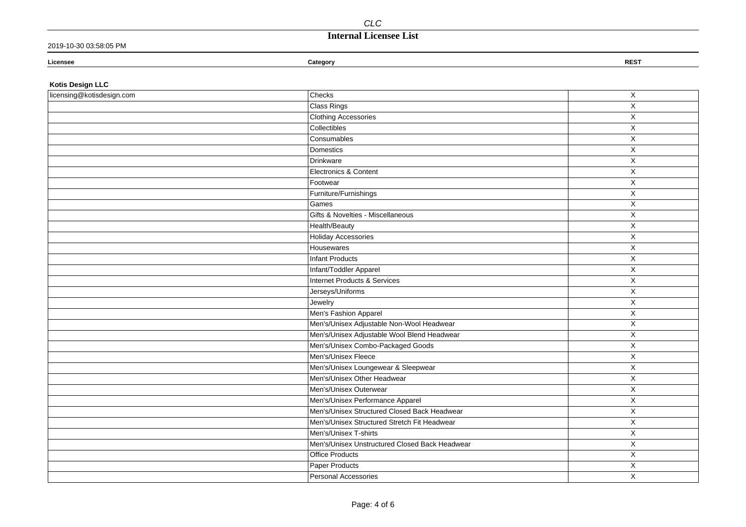CLC

# Internal Licensee List

2019-10-30 03:58:05 PM

**Kotis Design LLC**

| Licensee | Category | REST |
|---|---|---|
| licensing@kotisdesign.com | Checks | X |
| | Class Rings | X |
| | Clothing Accessories | X |
| | Collectibles | X |
| | Consumables | X |
| | Domestics | X |
| | Drinkware | X |
| | Electronics & Content | X |
| | Footwear | X |
| | Furniture/Furnishings | X |
| | Games | X |
| | Gifts & Novelties - Miscellaneous | X |
| | Health/Beauty | X |
| | Holiday Accessories | X |
| | Housewares | X |
| | Infant Products | X |
| | Infant/Toddler Apparel | X |
| | Internet Products & Services | X |
| | Jerseys/Uniforms | X |
| | Jewelry | X |
| | Men's Fashion Apparel | X |
| | Men's/Unisex Adjustable Non-Wool Headwear | X |
| | Men's/Unisex Adjustable Wool Blend Headwear | X |
| | Men's/Unisex Combo-Packaged Goods | X |
| | Men's/Unisex Fleece | X |
| | Men's/Unisex Loungewear & Sleepwear | X |
| | Men's/Unisex Other Headwear | X |
| | Men's/Unisex Outerwear | X |
| | Men's/Unisex Performance Apparel | X |
| | Men's/Unisex Structured Closed Back Headwear | X |
| | Men's/Unisex Structured Stretch Fit Headwear | X |
| | Men's/Unisex T-shirts | X |
| | Men's/Unisex Unstructured Closed Back Headwear | X |
| | Office Products | X |
| | Paper Products | X |
| | Personal Accessories | X |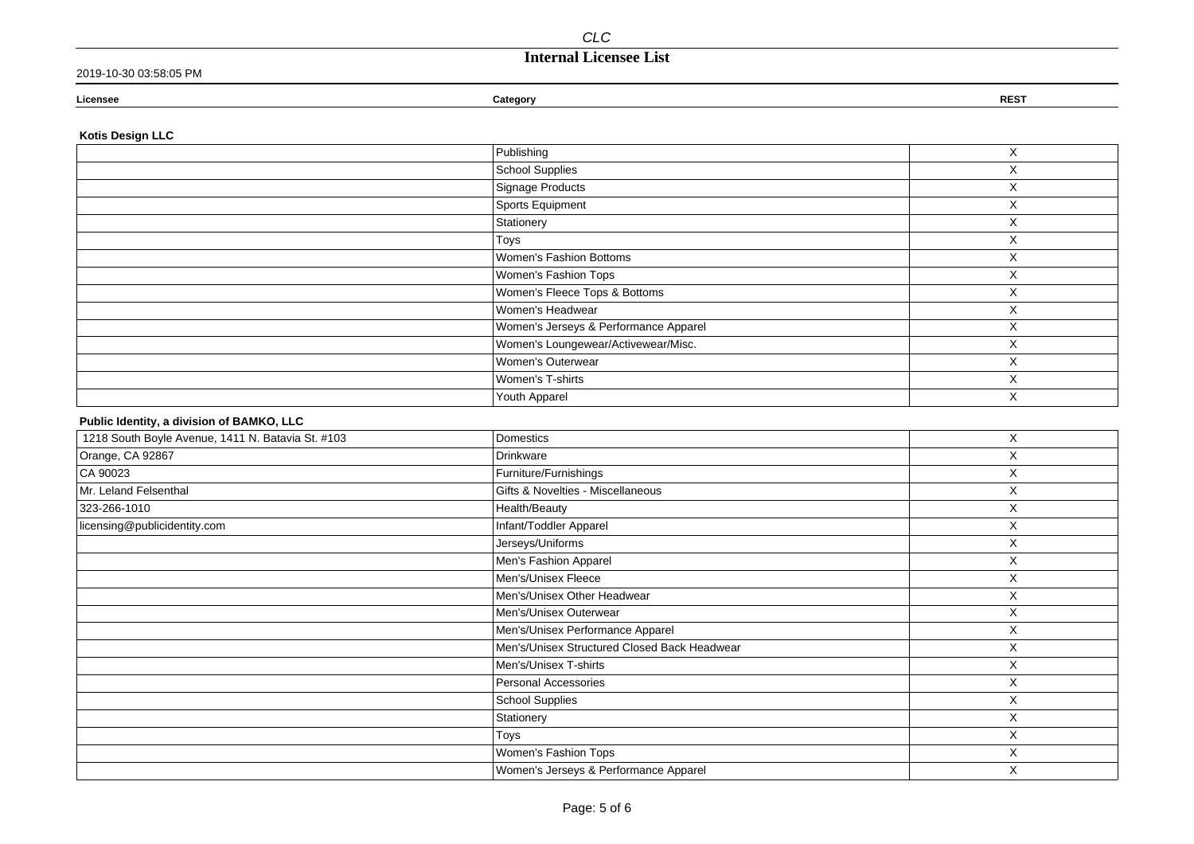# CLC

## Internal Licensee List

2019-10-30 03:58:05 PM

| Licensee | Category | REST |
|---|---|---|
| **Kotis Design LLC** | | |
| | Publishing | X |
| | School Supplies | X |
| | Signage Products | X |
| | Sports Equipment | X |
| | Stationery | X |
| | Toys | X |
| | Women's Fashion Bottoms | X |
| | Women's Fashion Tops | X |
| | Women's Fleece Tops & Bottoms | X |
| | Women's Headwear | X |
| | Women's Jerseys & Performance Apparel | X |
| | Women's Loungewear/Activewear/Misc. | X |
| | Women's Outerwear | X |
| | Women's T-shirts | X |
| | Youth Apparel | X |
| **Public Identity, a division of BAMKO, LLC** | | |
| 1218 South Boyle Avenue, 1411 N. Batavia St. #103 | Domestics | X |
| Orange, CA 92867 | Drinkware | X |
| CA 90023 | Furniture/Furnishings | X |
| Mr. Leland Felsenthal | Gifts & Novelties - Miscellaneous | X |
| 323-266-1010 | Health/Beauty | X |
| licensing@publicidentity.com | Infant/Toddler Apparel | X |
| | Jerseys/Uniforms | X |
| | Men's Fashion Apparel | X |
| | Men's/Unisex Fleece | X |
| | Men's/Unisex Other Headwear | X |
| | Men's/Unisex Outerwear | X |
| | Men's/Unisex Performance Apparel | X |
| | Men's/Unisex Structured Closed Back Headwear | X |
| | Men's/Unisex T-shirts | X |
| | Personal Accessories | X |
| | School Supplies | X |
| | Stationery | X |
| | Toys | X |
| | Women's Fashion Tops | X |
| | Women's Jerseys & Performance Apparel | X |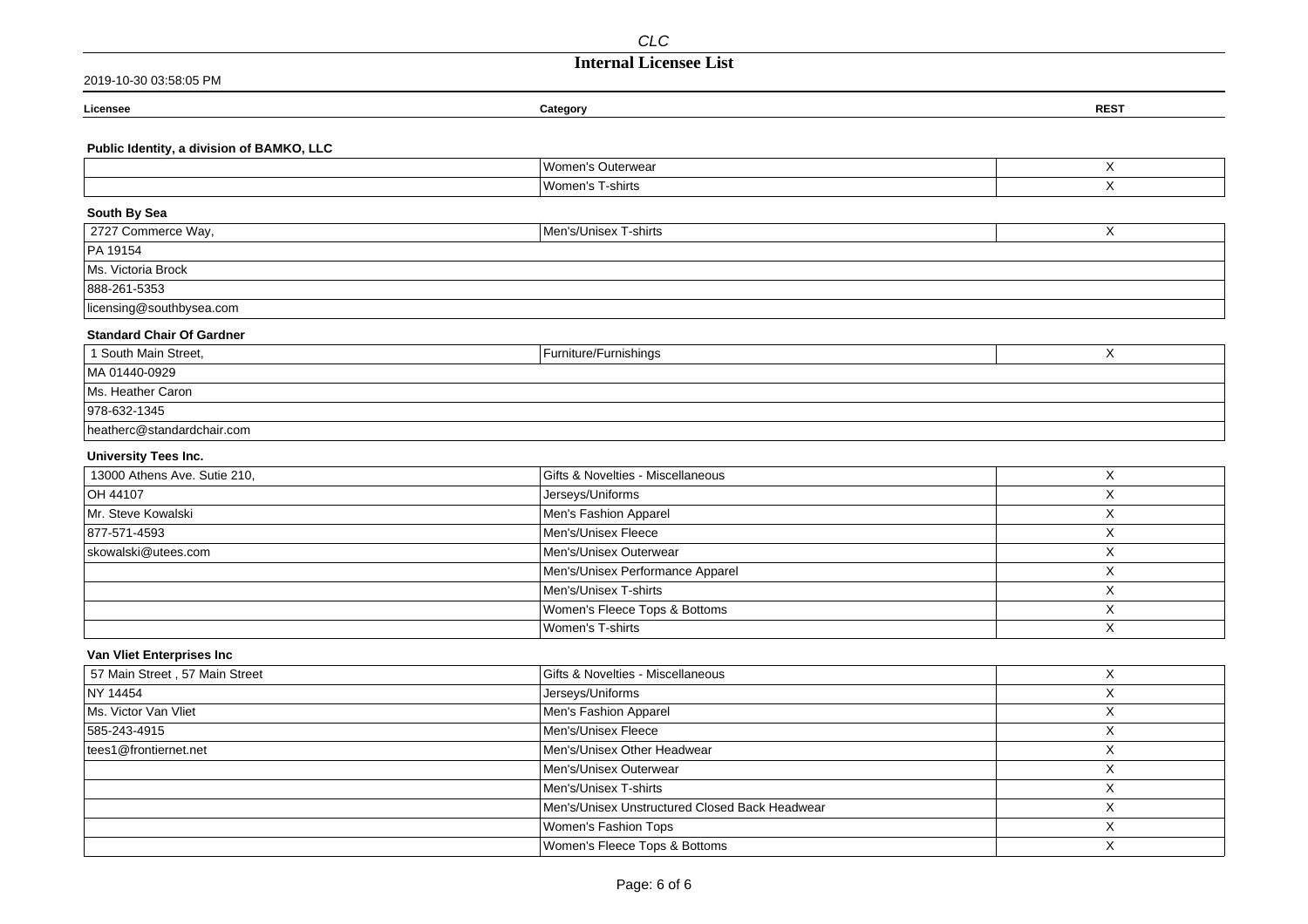# Internal Licensee List

2019-10-30 03:58:05 PM

| Licensee | Category | REST |
|---|---|---|

**Public Identity, a division of BAMKO, LLC**

| | | |
|---|---|---|
| | Women's Outerwear | X |
| | Women's T-shirts | X |

**South By Sea**

| | | |
|---|---|---|
| 2727 Commerce Way, | Men's/Unisex T-shirts | X |
| PA 19154 | | |
| Ms. Victoria Brock | | |
| 888-261-5353 | | |
| licensing@southbysea.com | | |

**Standard Chair Of Gardner**

| | | |
|---|---|---|
| 1 South Main Street, | Furniture/Furnishings | X |
| MA 01440-0929 | | |
| Ms. Heather Caron | | |
| 978-632-1345 | | |
| heatherc@standardchair.com | | |

**University Tees Inc.**

| | | |
|---|---|---|
| 13000 Athens Ave. Sutie 210, | Gifts & Novelties - Miscellaneous | X |
| OH 44107 | Jerseys/Uniforms | X |
| Mr. Steve Kowalski | Men's Fashion Apparel | X |
| 877-571-4593 | Men's/Unisex Fleece | X |
| skowalski@utees.com | Men's/Unisex Outerwear | X |
| | Men's/Unisex Performance Apparel | X |
| | Men's/Unisex T-shirts | X |
| | Women's Fleece Tops & Bottoms | X |
| | Women's T-shirts | X |

**Van Vliet Enterprises Inc**

| | | |
|---|---|---|
| 57 Main Street , 57 Main Street | Gifts & Novelties - Miscellaneous | X |
| NY 14454 | Jerseys/Uniforms | X |
| Ms. Victor Van Vliet | Men's Fashion Apparel | X |
| 585-243-4915 | Men's/Unisex Fleece | X |
| tees1@frontiernet.net | Men's/Unisex Other Headwear | X |
| | Men's/Unisex Outerwear | X |
| | Men's/Unisex T-shirts | X |
| | Men's/Unisex Unstructured Closed Back Headwear | X |
| | Women's Fashion Tops | X |
| | Women's Fleece Tops & Bottoms | X |